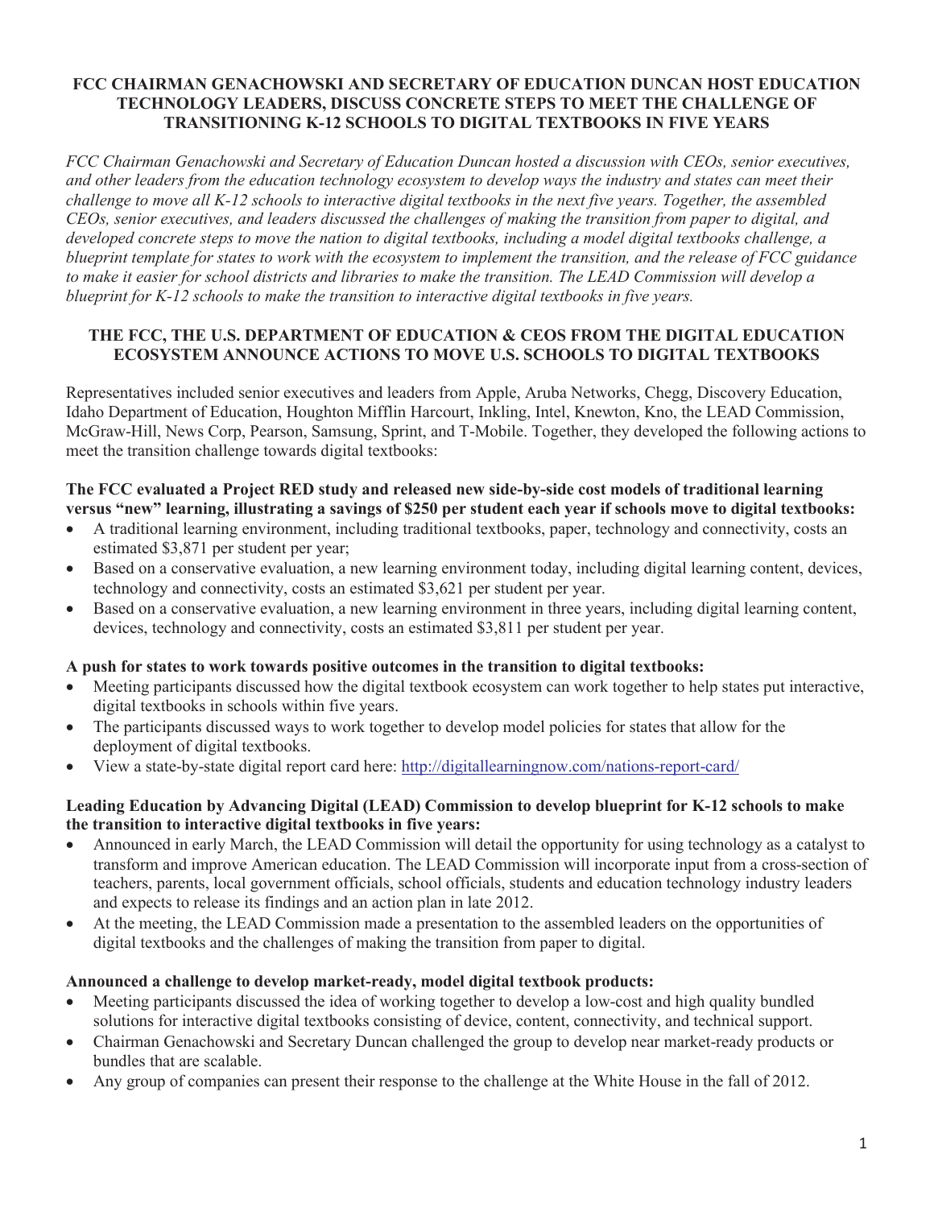# FCC CHAIRMAN GENACHOWSKI AND SECRETARY OF EDUCATION DUNCAN HOST EDUCATION TECHNOLOGY LEADERS, DISCUSS CONCRETE STEPS TO MEET THE CHALLENGE OF TRANSITIONING K-12 SCHOOLS TO DIGITAL TEXTBOOKS IN FIVE YEARS

*FCC Chairman Genachowski and Secretary of Education Duncan hosted a discussion with CEOs, senior executives, and other leaders from the education technology ecosystem to develop ways the industry and states can meet their challenge to move all K-12 schools to interactive digital textbooks in the next five years. Together, the assembled CEOs, senior executives, and leaders discussed the challenges of making the transition from paper to digital, and developed concrete steps to move the nation to digital textbooks, including a model digital textbooks challenge, a blueprint template for states to work with the ecosystem to implement the transition, and the release of FCC guidance to make it easier for school districts and libraries to make the transition. The LEAD Commission will develop a blueprint for K-12 schools to make the transition to interactive digital textbooks in five years.*

## THE FCC, THE U.S. DEPARTMENT OF EDUCATION & CEOS FROM THE DIGITAL EDUCATION ECOSYSTEM ANNOUNCE ACTIONS TO MOVE U.S. SCHOOLS TO DIGITAL TEXTBOOKS

Representatives included senior executives and leaders from Apple, Aruba Networks, Chegg, Discovery Education, Idaho Department of Education, Houghton Mifflin Harcourt, Inkling, Intel, Knewton, Kno, the LEAD Commission, McGraw-Hill, News Corp, Pearson, Samsung, Sprint, and T-Mobile. Together, they developed the following actions to meet the transition challenge towards digital textbooks:

**The FCC evaluated a Project RED study and released new side-by-side cost models of traditional learning versus "new" learning, illustrating a savings of $250 per student each year if schools move to digital textbooks:**

- A traditional learning environment, including traditional textbooks, paper, technology and connectivity, costs an estimated $3,871 per student per year;
- Based on a conservative evaluation, a new learning environment today, including digital learning content, devices, technology and connectivity, costs an estimated $3,621 per student per year.
- Based on a conservative evaluation, a new learning environment in three years, including digital learning content, devices, technology and connectivity, costs an estimated $3,811 per student per year.

**A push for states to work towards positive outcomes in the transition to digital textbooks:**

- Meeting participants discussed how the digital textbook ecosystem can work together to help states put interactive, digital textbooks in schools within five years.
- The participants discussed ways to work together to develop model policies for states that allow for the deployment of digital textbooks.
- View a state-by-state digital report card here: http://digitallearningnow.com/nations-report-card/

**Leading Education by Advancing Digital (LEAD) Commission to develop blueprint for K-12 schools to make the transition to interactive digital textbooks in five years:**

- Announced in early March, the LEAD Commission will detail the opportunity for using technology as a catalyst to transform and improve American education. The LEAD Commission will incorporate input from a cross-section of teachers, parents, local government officials, school officials, students and education technology industry leaders and expects to release its findings and an action plan in late 2012.
- At the meeting, the LEAD Commission made a presentation to the assembled leaders on the opportunities of digital textbooks and the challenges of making the transition from paper to digital.

**Announced a challenge to develop market-ready, model digital textbook products:**

- Meeting participants discussed the idea of working together to develop a low-cost and high quality bundled solutions for interactive digital textbooks consisting of device, content, connectivity, and technical support.
- Chairman Genachowski and Secretary Duncan challenged the group to develop near market-ready products or bundles that are scalable.
- Any group of companies can present their response to the challenge at the White House in the fall of 2012.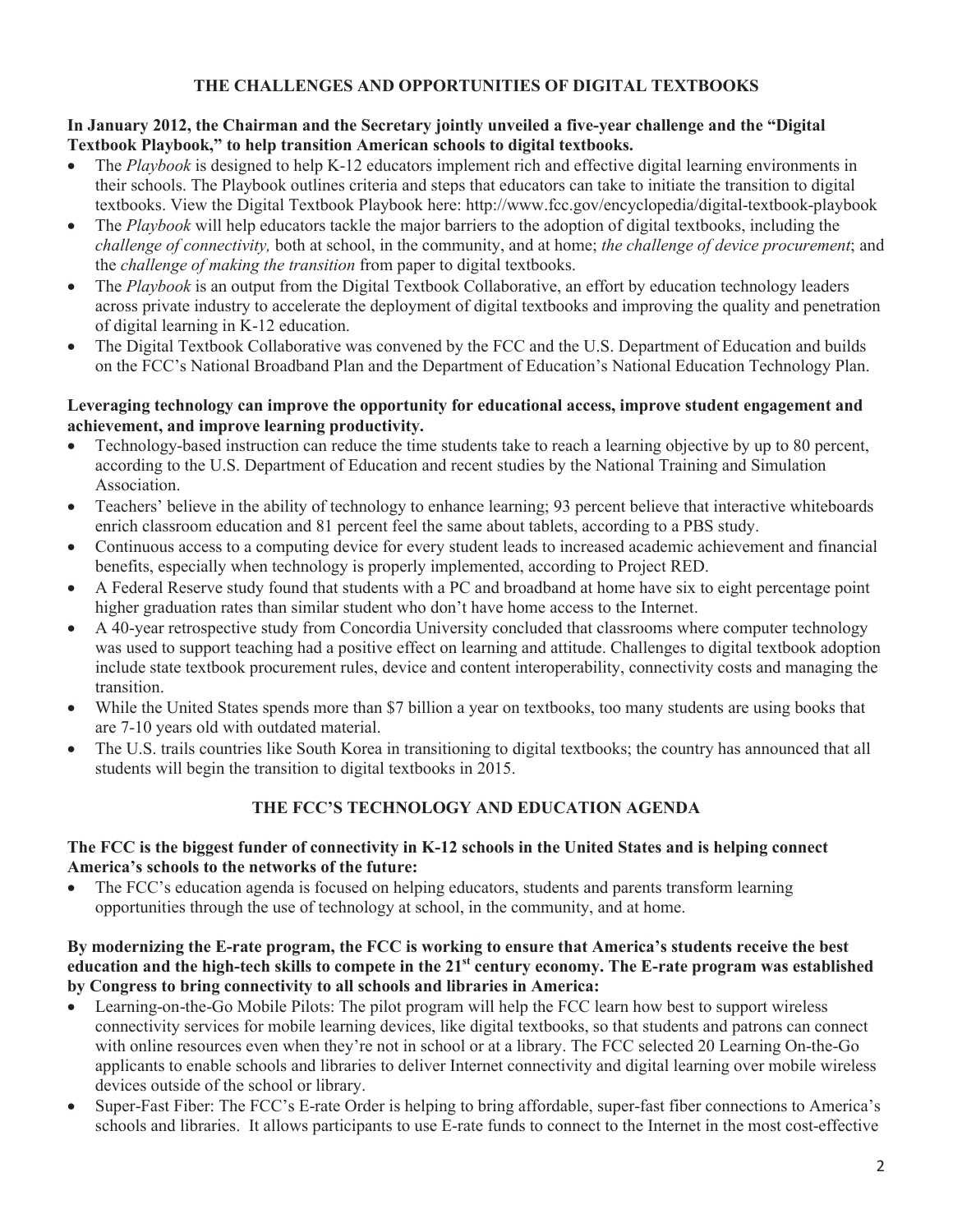## THE CHALLENGES AND OPPORTUNITIES OF DIGITAL TEXTBOOKS

**In January 2012, the Chairman and the Secretary jointly unveiled a five-year challenge and the "Digital Textbook Playbook," to help transition American schools to digital textbooks.**

- The *Playbook* is designed to help K-12 educators implement rich and effective digital learning environments in their schools. The Playbook outlines criteria and steps that educators can take to initiate the transition to digital textbooks. View the Digital Textbook Playbook here: http://www.fcc.gov/encyclopedia/digital-textbook-playbook
- The *Playbook* will help educators tackle the major barriers to the adoption of digital textbooks, including the *challenge of connectivity,* both at school, in the community, and at home; *the challenge of device procurement*; and the *challenge of making the transition* from paper to digital textbooks.
- The *Playbook* is an output from the Digital Textbook Collaborative, an effort by education technology leaders across private industry to accelerate the deployment of digital textbooks and improving the quality and penetration of digital learning in K-12 education.
- The Digital Textbook Collaborative was convened by the FCC and the U.S. Department of Education and builds on the FCC's National Broadband Plan and the Department of Education's National Education Technology Plan.

**Leveraging technology can improve the opportunity for educational access, improve student engagement and achievement, and improve learning productivity.**

- Technology-based instruction can reduce the time students take to reach a learning objective by up to 80 percent, according to the U.S. Department of Education and recent studies by the National Training and Simulation Association.
- Teachers' believe in the ability of technology to enhance learning; 93 percent believe that interactive whiteboards enrich classroom education and 81 percent feel the same about tablets, according to a PBS study.
- Continuous access to a computing device for every student leads to increased academic achievement and financial benefits, especially when technology is properly implemented, according to Project RED.
- A Federal Reserve study found that students with a PC and broadband at home have six to eight percentage point higher graduation rates than similar student who don't have home access to the Internet.
- A 40-year retrospective study from Concordia University concluded that classrooms where computer technology was used to support teaching had a positive effect on learning and attitude. Challenges to digital textbook adoption include state textbook procurement rules, device and content interoperability, connectivity costs and managing the transition.
- While the United States spends more than $7 billion a year on textbooks, too many students are using books that are 7-10 years old with outdated material.
- The U.S. trails countries like South Korea in transitioning to digital textbooks; the country has announced that all students will begin the transition to digital textbooks in 2015.

## THE FCC'S TECHNOLOGY AND EDUCATION AGENDA

**The FCC is the biggest funder of connectivity in K-12 schools in the United States and is helping connect America's schools to the networks of the future:**

- The FCC's education agenda is focused on helping educators, students and parents transform learning opportunities through the use of technology at school, in the community, and at home.

**By modernizing the E-rate program, the FCC is working to ensure that America's students receive the best education and the high-tech skills to compete in the 21st century economy. The E-rate program was established by Congress to bring connectivity to all schools and libraries in America:**

- Learning-on-the-Go Mobile Pilots: The pilot program will help the FCC learn how best to support wireless connectivity services for mobile learning devices, like digital textbooks, so that students and patrons can connect with online resources even when they're not in school or at a library. The FCC selected 20 Learning On-the-Go applicants to enable schools and libraries to deliver Internet connectivity and digital learning over mobile wireless devices outside of the school or library.
- Super-Fast Fiber: The FCC's E-rate Order is helping to bring affordable, super-fast fiber connections to America's schools and libraries. It allows participants to use E-rate funds to connect to the Internet in the most cost-effective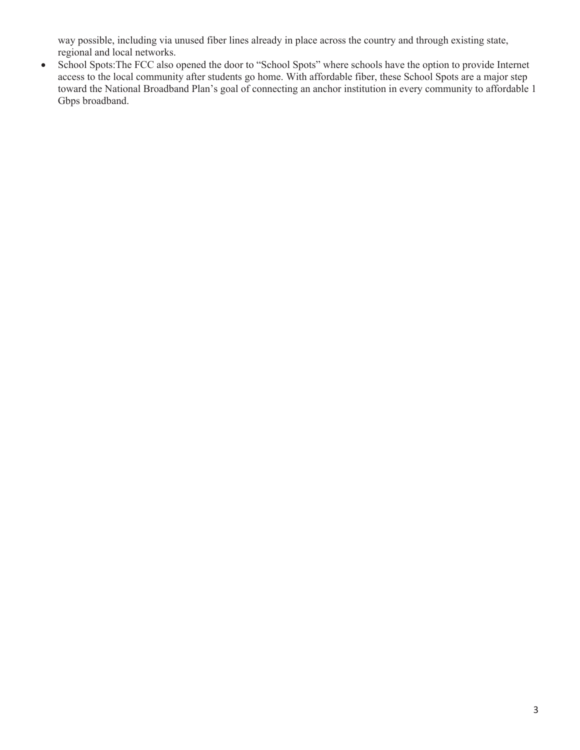way possible, including via unused fiber lines already in place across the country and through existing state, regional and local networks.

- School Spots:The FCC also opened the door to "School Spots" where schools have the option to provide Internet access to the local community after students go home. With affordable fiber, these School Spots are a major step toward the National Broadband Plan's goal of connecting an anchor institution in every community to affordable 1 Gbps broadband.